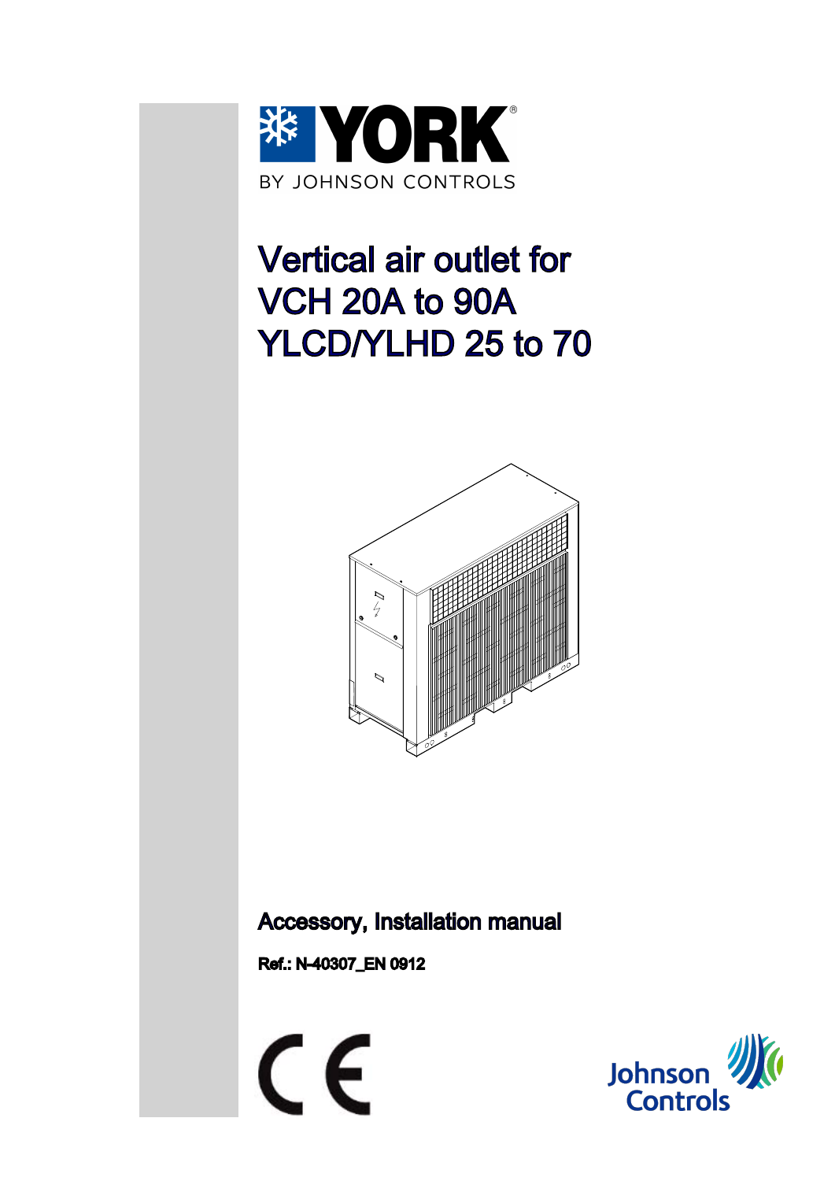YORK

BY JOHNSON CONTROLS

# Vertical air outlet for VCH 20A to 90A YLCD/YLHD 25 to 70

**Accessory, Installation manual**

**Ref.: N-40307_EN 0912**

CE

Johnson Controls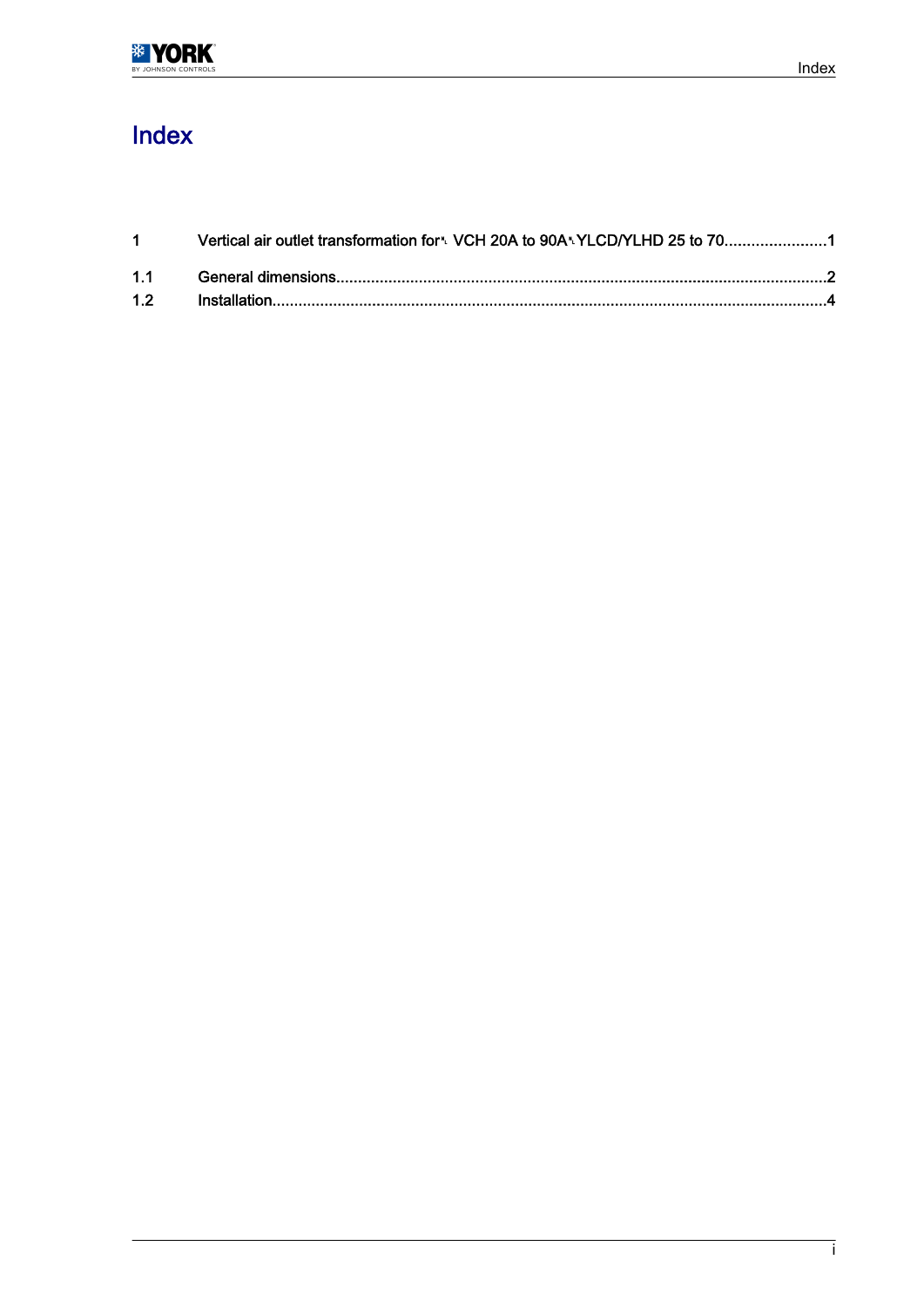# Index

| | | |
|---|---|---|
| 1 | Vertical air outlet transformation for VCH 20A to 90A YLCD/YLHD 25 to 70 | 1 |
| 1.1 | General dimensions | 2 |
| 1.2 | Installation | 4 |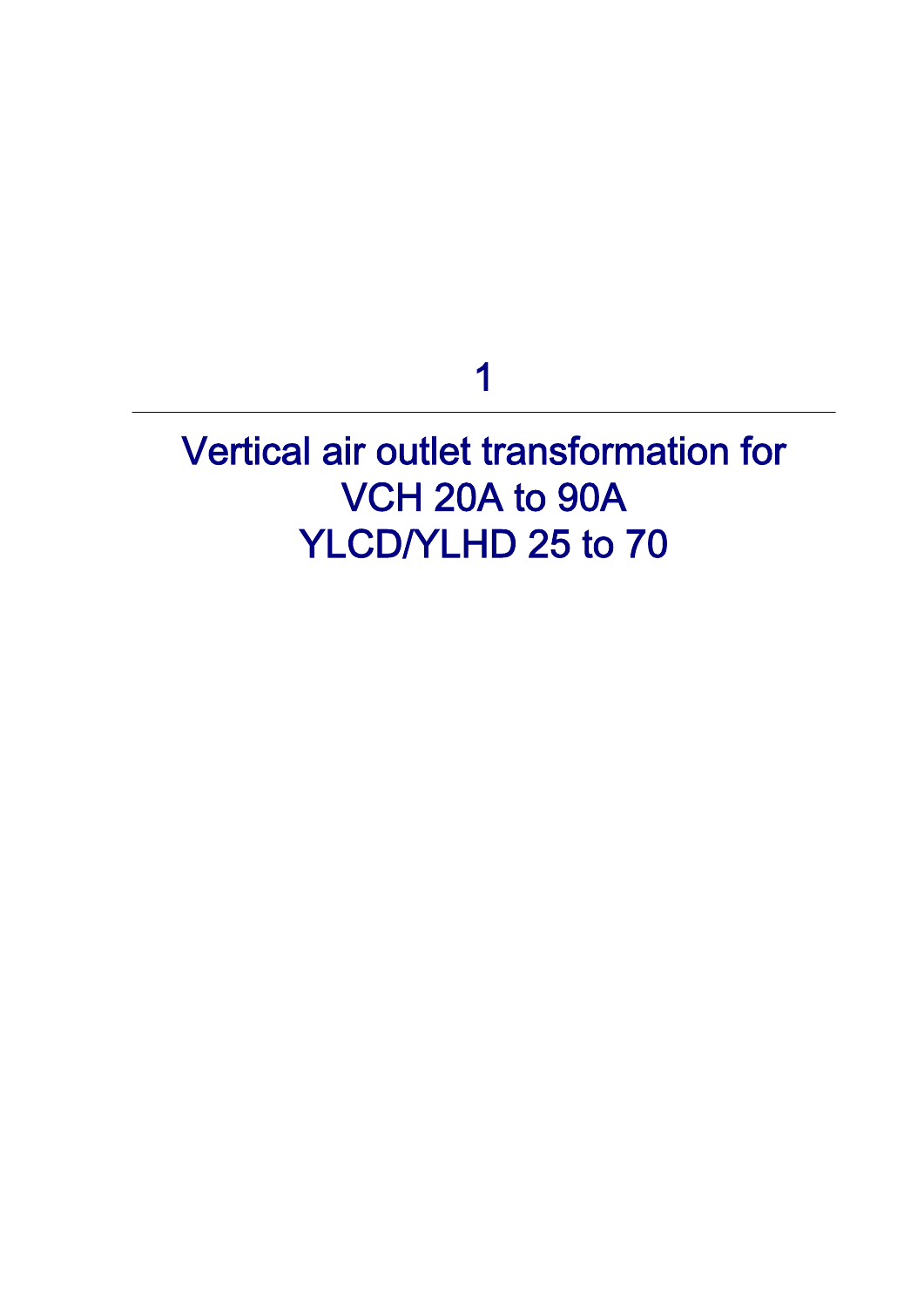# 1

# Vertical air outlet transformation for VCH 20A to 90A YLCD/YLHD 25 to 70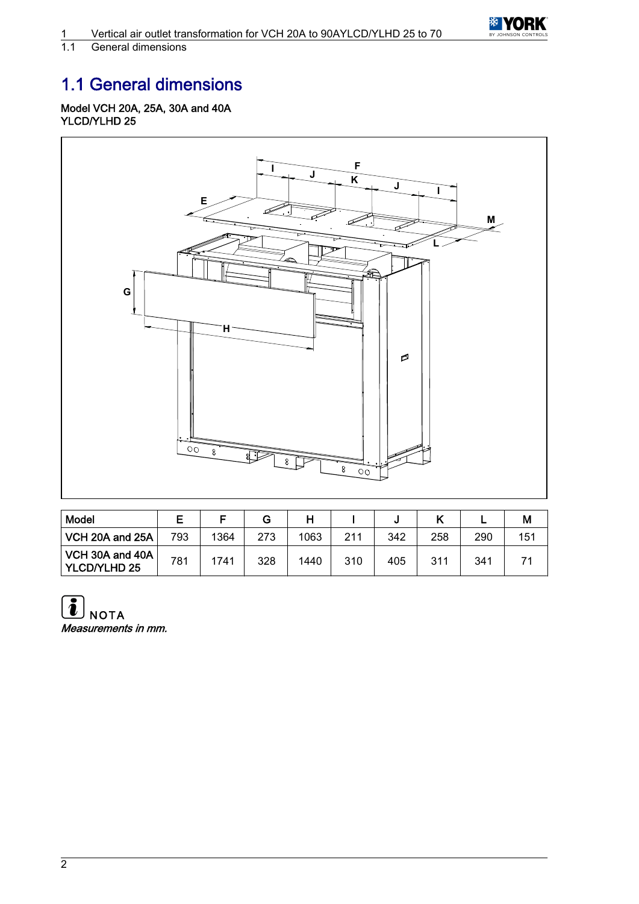# 1.1 General dimensions

**Model VCH 20A, 25A, 30A and 40A**
**YLCD/YLHD 25**

| Model | E | F | G | H | I | J | K | L | M |
|---|---|---|---|---|---|---|---|---|---|
| VCH 20A and 25A | 793 | 1364 | 273 | 1063 | 211 | 342 | 258 | 290 | 151 |
| VCH 30A and 40A YLCD/YLHD 25 | 781 | 1741 | 328 | 1440 | 310 | 405 | 311 | 341 | 71 |

NOTA
*Measurements in mm.*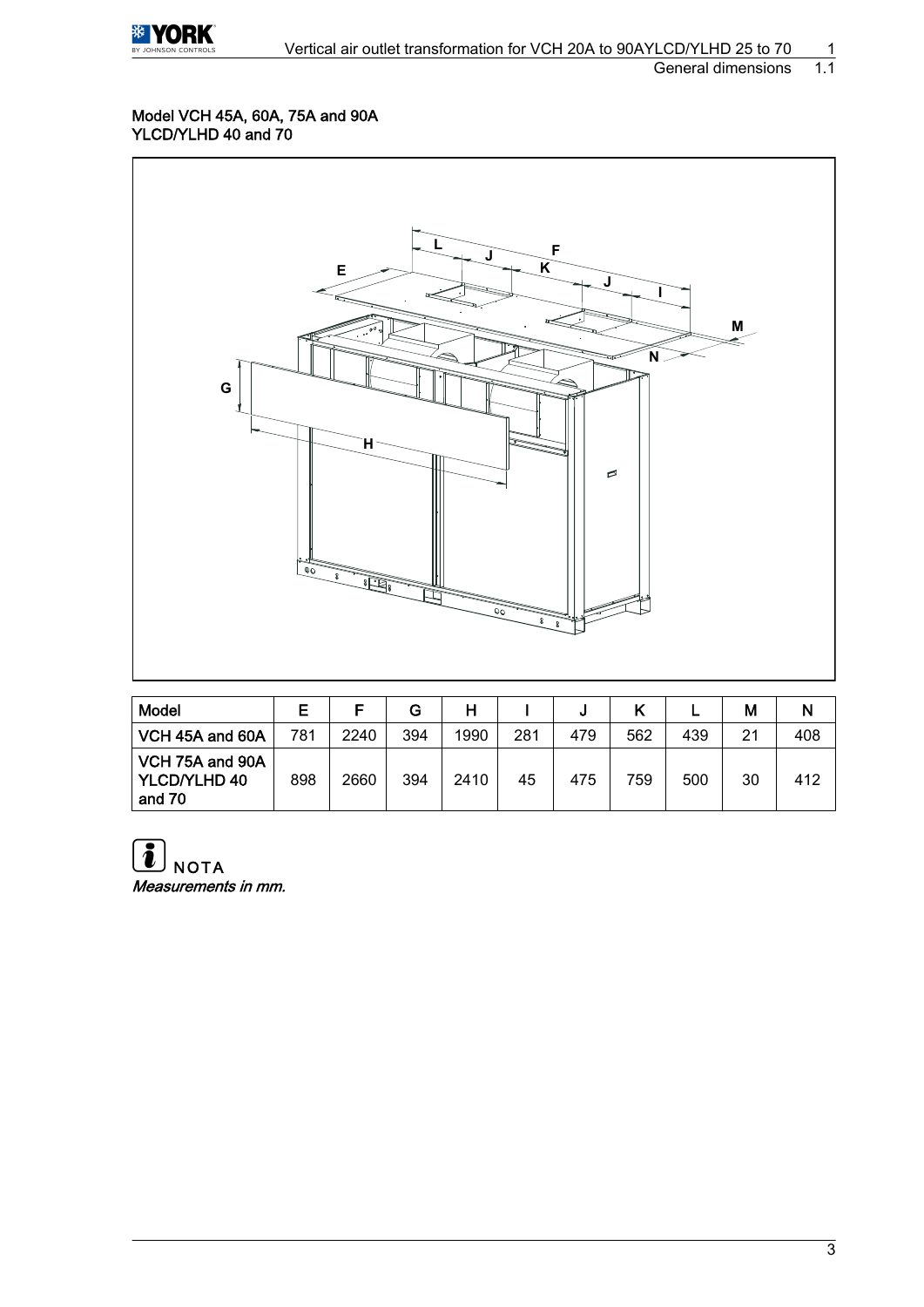Model VCH 45A, 60A, 75A and 90A
YLCD/YLHD 40 and 70

| Model | E | F | G | H | I | J | K | L | M | N |
|---|---|---|---|---|---|---|---|---|---|---|
| VCH 45A and 60A | 781 | 2240 | 394 | 1990 | 281 | 479 | 562 | 439 | 21 | 408 |
| VCH 75A and 90A YLCD/YLHD 40 and 70 | 898 | 2660 | 394 | 2410 | 45 | 475 | 759 | 500 | 30 | 412 |

**NOTA**

*Measurements in mm.*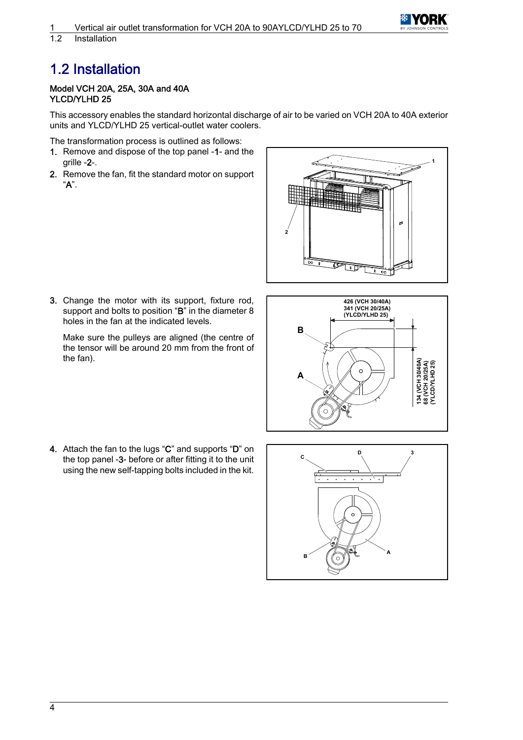# 1.2 Installation

**Model VCH 20A, 25A, 30A and 40A**
**YLCD/YLHD 25**

This accessory enables the standard horizontal discharge of air to be varied on VCH 20A to 40A exterior units and YLCD/YLHD 25 vertical-outlet water coolers.

The transformation process is outlined as follows:

1. Remove and dispose of the top panel -**1**- and the grille -**2**-.
2. Remove the fan, fit the standard motor on support "**A**".
3. Change the motor with its support, fixture rod, support and bolts to position "**B**" in the diameter 8 holes in the fan at the indicated levels.

   Make sure the pulleys are aligned (the centre of the tensor will be around 20 mm from the front of the fan).

4. Attach the fan to the lugs "**C**" and supports "**D**" on the top panel -**3**- before or after fitting it to the unit using the new self-tapping bolts included in the kit.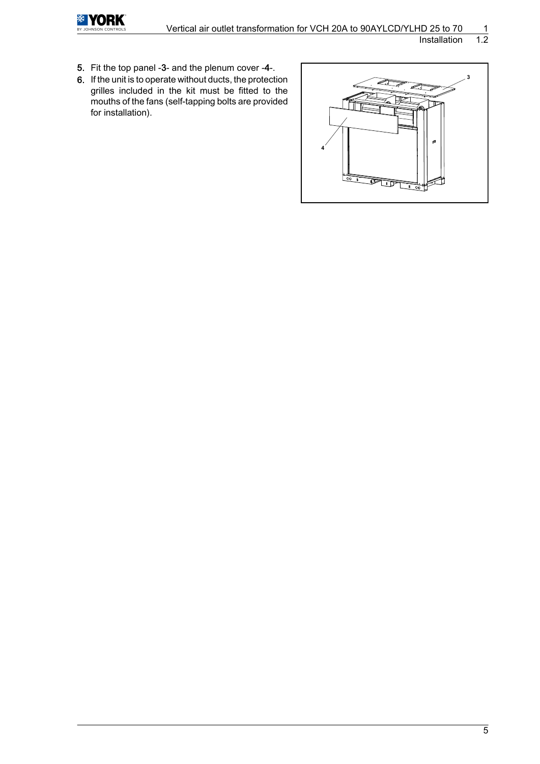5. Fit the top panel -3- and the plenum cover -4-.
6. If the unit is to operate without ducts, the protection grilles included in the kit must be fitted to the mouths of the fans (self-tapping bolts are provided for installation).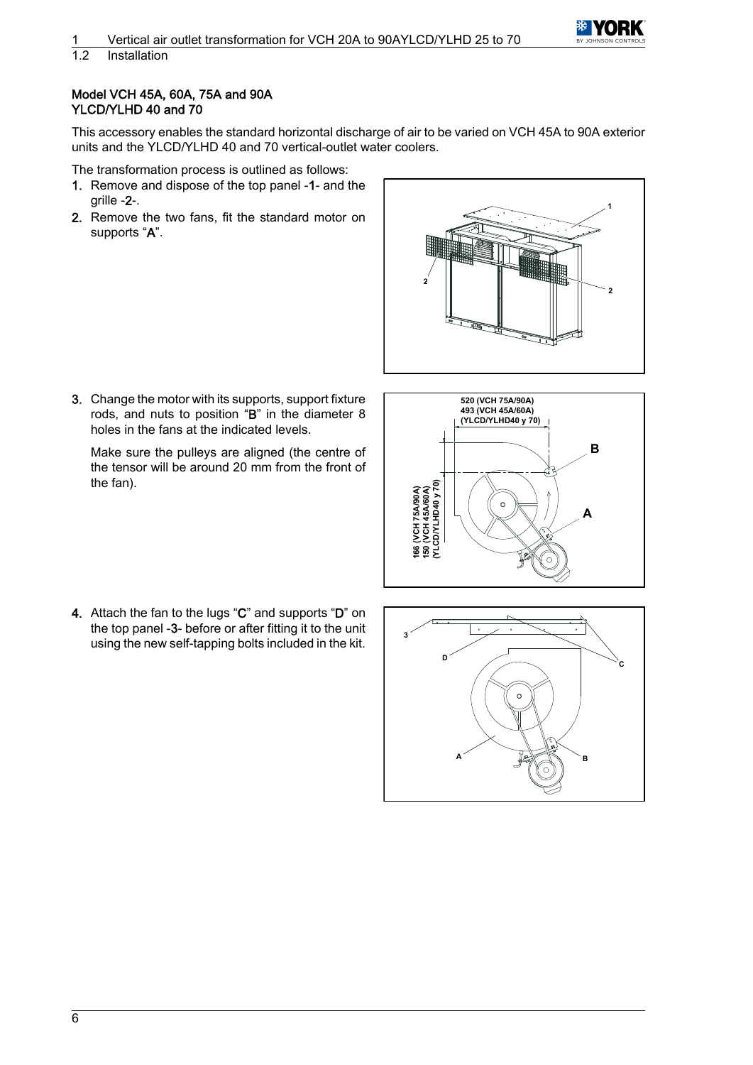#### Model VCH 45A, 60A, 75A and 90A
#### YLCD/YLHD 40 and 70

This accessory enables the standard horizontal discharge of air to be varied on VCH 45A to 90A exterior units and the YLCD/YLHD 40 and 70 vertical-outlet water coolers.

The transformation process is outlined as follows:

1. Remove and dispose of the top panel -**1**- and the grille -**2**-.
2. Remove the two fans, fit the standard motor on supports "**A**".
3. Change the motor with its supports, support fixture rods, and nuts to position "**B**" in the diameter 8 holes in the fans at the indicated levels.

   Make sure the pulleys are aligned (the centre of the tensor will be around 20 mm from the front of the fan).

4. Attach the fan to the lugs "**C**" and supports "**D**" on the top panel -**3**- before or after fitting it to the unit using the new self-tapping bolts included in the kit.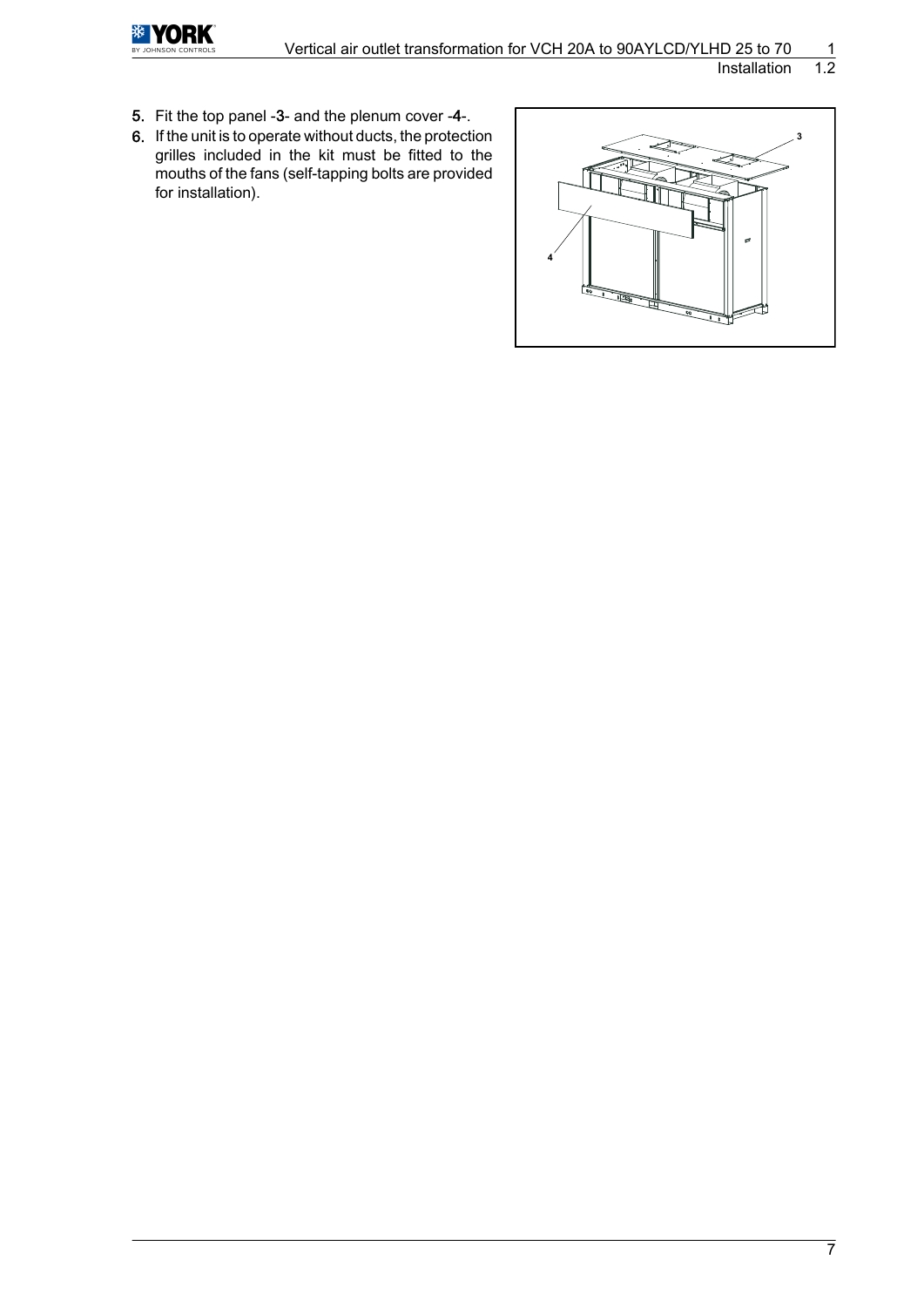5. Fit the top panel -3- and the plenum cover -4-.
6. If the unit is to operate without ducts, the protection grilles included in the kit must be fitted to the mouths of the fans (self-tapping bolts are provided for installation).